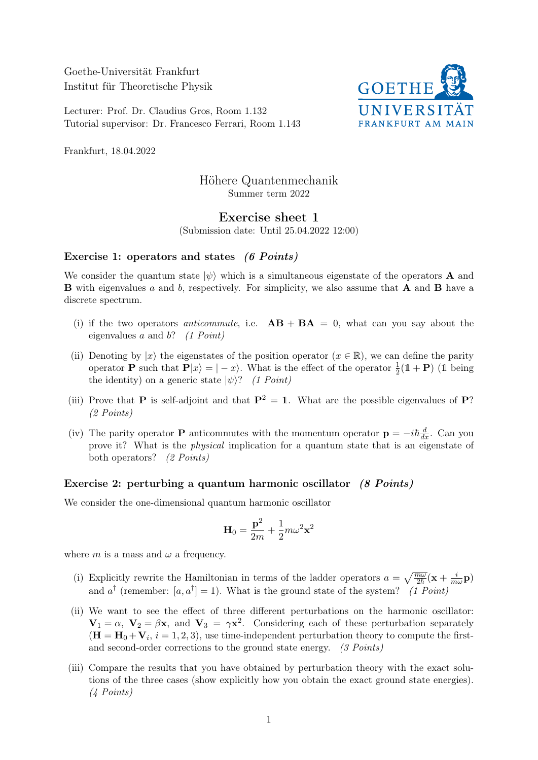Goethe-Universität Frankfurt
Institut für Theoretische Physik

Lecturer: Prof. Dr. Claudius Gros, Room 1.132
Tutorial supervisor: Dr. Francesco Ferrari, Room 1.143

Frankfurt, 18.04.2022

# Höhere Quantenmechanik

Summer term 2022

## Exercise sheet 1

(Submission date: Until 25.04.2022 12:00)

### Exercise 1: operators and states *(6 Points)*

We consider the quantum state $|\psi\rangle$ which is a simultaneous eigenstate of the operators $\mathbf{A}$ and $\mathbf{B}$ with eigenvalues $a$ and $b$, respectively. For simplicity, we also assume that $\mathbf{A}$ and $\mathbf{B}$ have a discrete spectrum.

(i) if the two operators *anticommute*, i.e. $\mathbf{AB} + \mathbf{BA} = 0$, what can you say about the eigenvalues $a$ and $b$? *(1 Point)*

(ii) Denoting by $|x\rangle$ the eigenstates of the position operator ($x \in \mathbb{R}$), we can define the parity operator $\mathbf{P}$ such that $\mathbf{P}|x\rangle = |-x\rangle$. What is the effect of the operator $\frac{1}{2}(\mathbb{1} + \mathbf{P})$ ($\mathbb{1}$ being the identity) on a generic state $|\psi\rangle$? *(1 Point)*

(iii) Prove that $\mathbf{P}$ is self-adjoint and that $\mathbf{P}^2 = \mathbb{1}$. What are the possible eigenvalues of $\mathbf{P}$? *(2 Points)*

(iv) The parity operator $\mathbf{P}$ anticommutes with the momentum operator $\mathbf{p} = -i\hbar\frac{d}{dx}$. Can you prove it? What is the *physical* implication for a quantum state that is an eigenstate of both operators? *(2 Points)*

### Exercise 2: perturbing a quantum harmonic oscillator *(8 Points)*

We consider the one-dimensional quantum harmonic oscillator

$$\mathbf{H}_0 = \frac{\mathbf{p}^2}{2m} + \frac{1}{2}m\omega^2\mathbf{x}^2$$

where $m$ is a mass and $\omega$ a frequency.

(i) Explicitly rewrite the Hamiltonian in terms of the ladder operators $a = \sqrt{\frac{m\omega}{2\hbar}}(\mathbf{x} + \frac{i}{m\omega}\mathbf{p})$ and $a^\dagger$ (remember: $[a, a^\dagger] = 1$). What is the ground state of the system? *(1 Point)*

(ii) We want to see the effect of three different perturbations on the harmonic oscillator: $\mathbf{V}_1 = \alpha$, $\mathbf{V}_2 = \beta\mathbf{x}$, and $\mathbf{V}_3 = \gamma\mathbf{x}^2$. Considering each of these perturbation separately ($\mathbf{H} = \mathbf{H}_0 + \mathbf{V}_i$, $i = 1, 2, 3$), use time-independent perturbation theory to compute the first- and second-order corrections to the ground state energy. *(3 Points)*

(iii) Compare the results that you have obtained by perturbation theory with the exact solutions of the three cases (show explicitly how you obtain the exact ground state energies). *(4 Points)*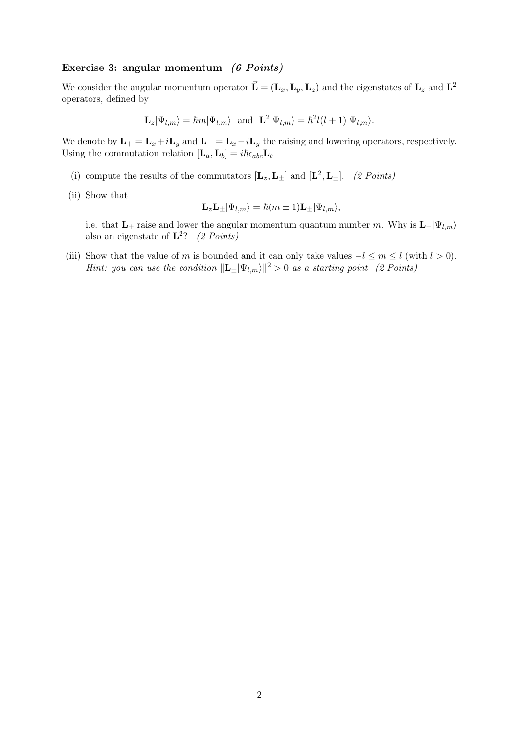### Exercise 3: angular momentum *(6 Points)*

We consider the angular momentum operator $\vec{\mathbf{L}} = (\mathbf{L}_x, \mathbf{L}_y, \mathbf{L}_z)$ and the eigenstates of $\mathbf{L}_z$ and $\mathbf{L}^2$ operators, defined by

$$\mathbf{L}_z|\Psi_{l,m}\rangle = \hbar m|\Psi_{l,m}\rangle \text{ and } \mathbf{L}^2|\Psi_{l,m}\rangle = \hbar^2 l(l+1)|\Psi_{l,m}\rangle.$$

We denote by $\mathbf{L}_+ = \mathbf{L}_x + i\mathbf{L}_y$ and $\mathbf{L}_- = \mathbf{L}_x - i\mathbf{L}_y$ the raising and lowering operators, respectively. Using the commutation relation $[\mathbf{L}_a, \mathbf{L}_b] = i\hbar\epsilon_{abc}\mathbf{L}_c$

(i) compute the results of the commutators $[\mathbf{L}_z, \mathbf{L}_\pm]$ and $[\mathbf{L}^2, \mathbf{L}_\pm]$. *(2 Points)*

(ii) Show that

$$\mathbf{L}_z\mathbf{L}_\pm|\Psi_{l,m}\rangle = \hbar(m \pm 1)\mathbf{L}_\pm|\Psi_{l,m}\rangle,$$

i.e. that $\mathbf{L}_\pm$ raise and lower the angular momentum quantum number $m$. Why is $\mathbf{L}_\pm|\Psi_{l,m}\rangle$ also an eigenstate of $\mathbf{L}^2$? *(2 Points)*

(iii) Show that the value of $m$ is bounded and it can only take values $-l \leq m \leq l$ (with $l > 0$). *Hint: you can use the condition $\|\mathbf{L}_\pm|\Psi_{l,m}\rangle\|^2 > 0$ as a starting point* *(2 Points)*